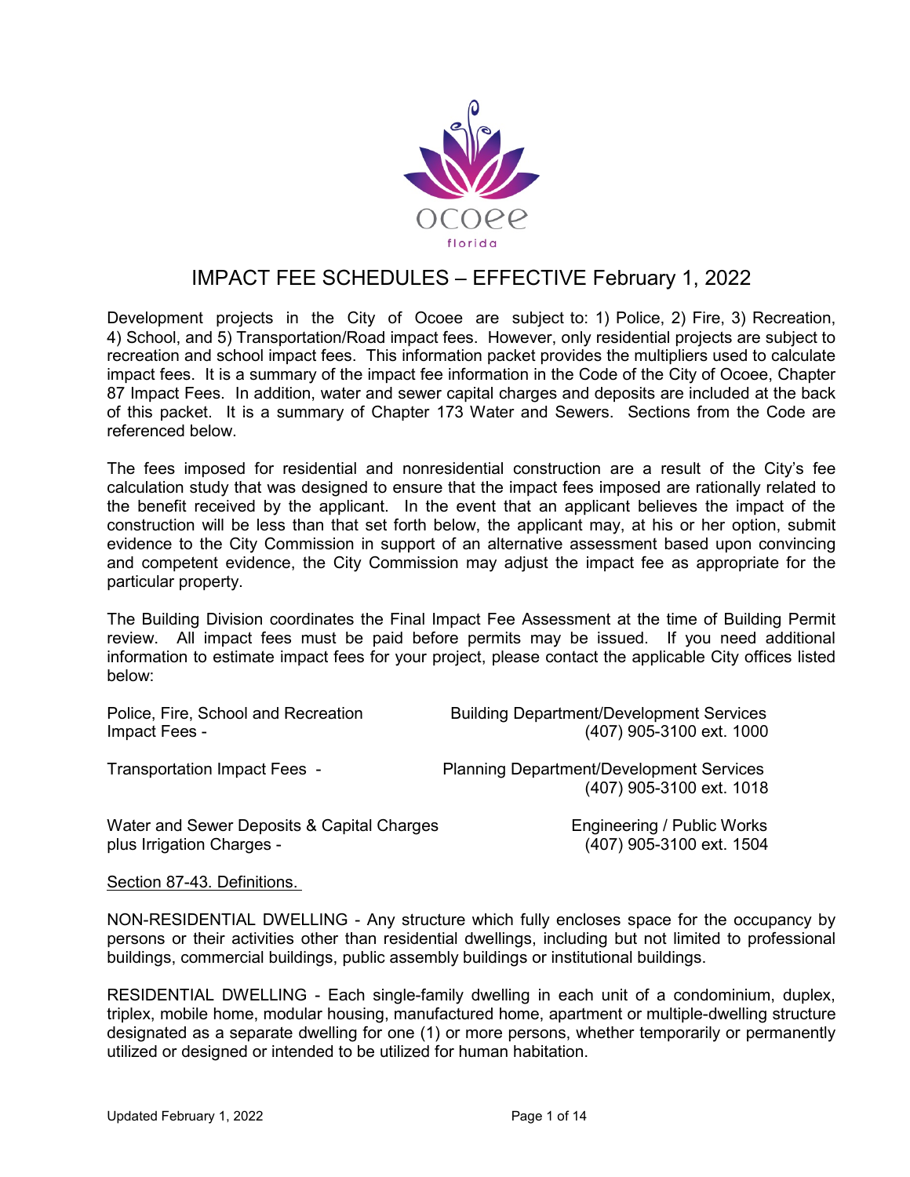ocoee
florida

# IMPACT FEE SCHEDULES – EFFECTIVE February 1, 2022

Development projects in the City of Ocoee are subject to: 1) Police, 2) Fire, 3) Recreation, 4) School, and 5) Transportation/Road impact fees. However, only residential projects are subject to recreation and school impact fees. This information packet provides the multipliers used to calculate impact fees. It is a summary of the impact fee information in the Code of the City of Ocoee, Chapter 87 Impact Fees. In addition, water and sewer capital charges and deposits are included at the back of this packet. It is a summary of Chapter 173 Water and Sewers. Sections from the Code are referenced below.

The fees imposed for residential and nonresidential construction are a result of the City's fee calculation study that was designed to ensure that the impact fees imposed are rationally related to the benefit received by the applicant. In the event that an applicant believes the impact of the construction will be less than that set forth below, the applicant may, at his or her option, submit evidence to the City Commission in support of an alternative assessment based upon convincing and competent evidence, the City Commission may adjust the impact fee as appropriate for the particular property.

The Building Division coordinates the Final Impact Fee Assessment at the time of Building Permit review. All impact fees must be paid before permits may be issued. If you need additional information to estimate impact fees for your project, please contact the applicable City offices listed below:

| | |
|---|---|
| Police, Fire, School and Recreation Impact Fees - | Building Department/Development Services (407) 905-3100 ext. 1000 |
| Transportation Impact Fees - | Planning Department/Development Services (407) 905-3100 ext. 1018 |
| Water and Sewer Deposits & Capital Charges plus Irrigation Charges - | Engineering / Public Works (407) 905-3100 ext. 1504 |

Section 87-43. Definitions.

NON-RESIDENTIAL DWELLING - Any structure which fully encloses space for the occupancy by persons or their activities other than residential dwellings, including but not limited to professional buildings, commercial buildings, public assembly buildings or institutional buildings.

RESIDENTIAL DWELLING - Each single-family dwelling in each unit of a condominium, duplex, triplex, mobile home, modular housing, manufactured home, apartment or multiple-dwelling structure designated as a separate dwelling for one (1) or more persons, whether temporarily or permanently utilized or designed or intended to be utilized for human habitation.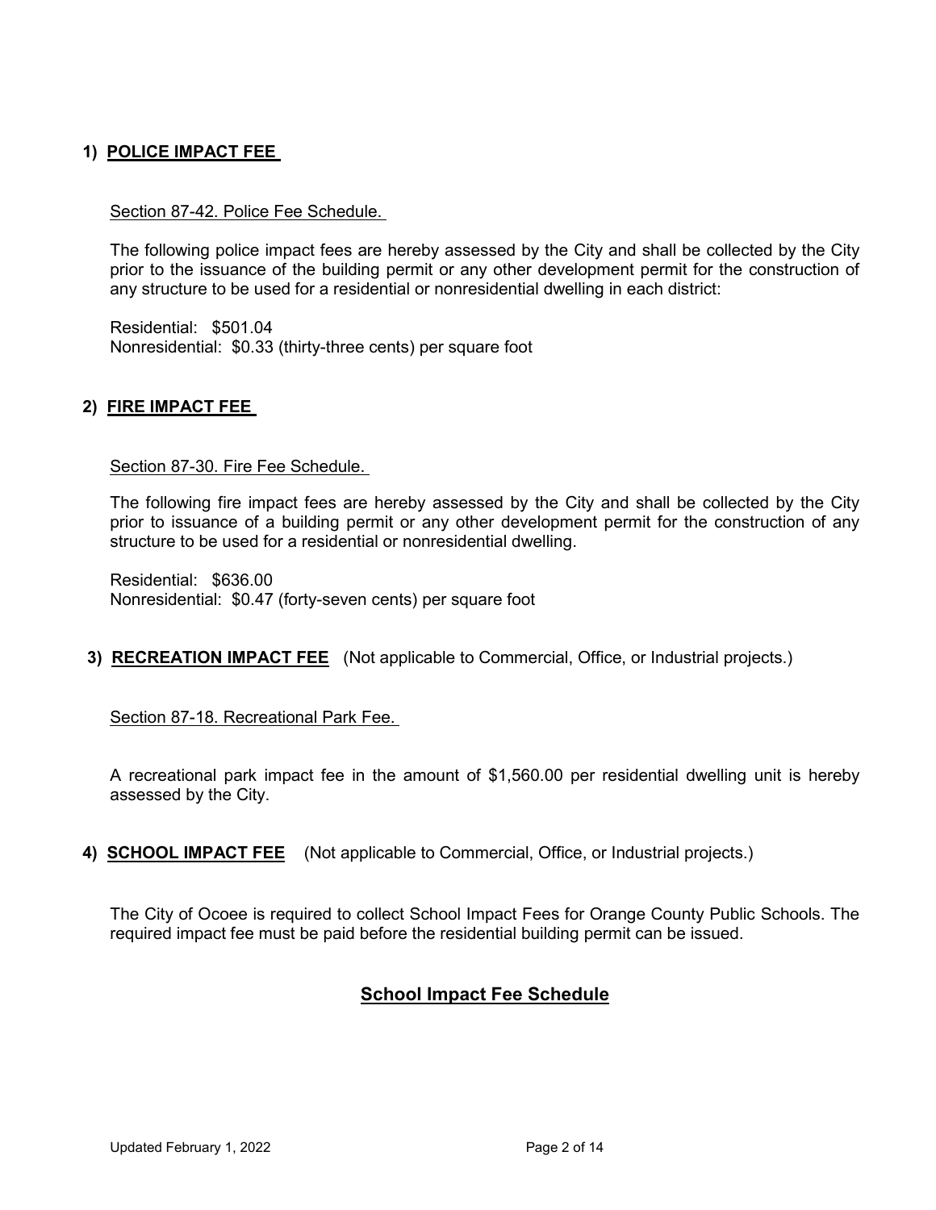## 1) POLICE IMPACT FEE

Section 87-42. Police Fee Schedule.

The following police impact fees are hereby assessed by the City and shall be collected by the City prior to the issuance of the building permit or any other development permit for the construction of any structure to be used for a residential or nonresidential dwelling in each district:

Residential: $501.04
Nonresidential: $0.33 (thirty-three cents) per square foot

## 2) FIRE IMPACT FEE

Section 87-30. Fire Fee Schedule.

The following fire impact fees are hereby assessed by the City and shall be collected by the City prior to issuance of a building permit or any other development permit for the construction of any structure to be used for a residential or nonresidential dwelling.

Residential: $636.00
Nonresidential: $0.47 (forty-seven cents) per square foot

## 3) RECREATION IMPACT FEE (Not applicable to Commercial, Office, or Industrial projects.)

Section 87-18. Recreational Park Fee.

A recreational park impact fee in the amount of $1,560.00 per residential dwelling unit is hereby assessed by the City.

## 4) SCHOOL IMPACT FEE (Not applicable to Commercial, Office, or Industrial projects.)

The City of Ocoee is required to collect School Impact Fees for Orange County Public Schools. The required impact fee must be paid before the residential building permit can be issued.

### School Impact Fee Schedule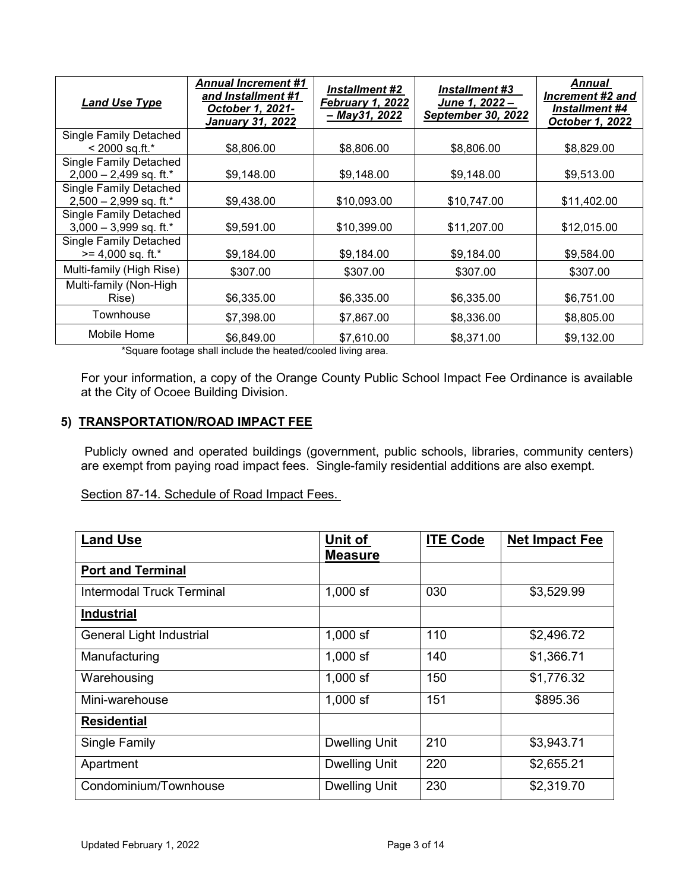| *Land Use Type* | *Annual Increment #1 and Installment #1 October 1, 2021- January 31, 2022* | *Installment #2 February 1, 2022 – May31, 2022* | *Installment #3 June 1, 2022 – September 30, 2022* | *Annual Increment #2 and Installment #4 October 1, 2022* |
|---|---|---|---|---|
| Single Family Detached < 2000 sq.ft.* | $8,806.00 | $8,806.00 | $8,806.00 | $8,829.00 |
| Single Family Detached 2,000 – 2,499 sq. ft.* | $9,148.00 | $9,148.00 | $9,148.00 | $9,513.00 |
| Single Family Detached 2,500 – 2,999 sq. ft.* | $9,438.00 | $10,093.00 | $10,747.00 | $11,402.00 |
| Single Family Detached 3,000 – 3,999 sq. ft.* | $9,591.00 | $10,399.00 | $11,207.00 | $12,015.00 |
| Single Family Detached >= 4,000 sq. ft.* | $9,184.00 | $9,184.00 | $9,184.00 | $9,584.00 |
| Multi-family (High Rise) | $307.00 | $307.00 | $307.00 | $307.00 |
| Multi-family (Non-High Rise) | $6,335.00 | $6,335.00 | $6,335.00 | $6,751.00 |
| Townhouse | $7,398.00 | $7,867.00 | $8,336.00 | $8,805.00 |
| Mobile Home | $6,849.00 | $7,610.00 | $8,371.00 | $9,132.00 |

*Square footage shall include the heated/cooled living area.

For your information, a copy of the Orange County Public School Impact Fee Ordinance is available at the City of Ocoee Building Division.

## 5) TRANSPORTATION/ROAD IMPACT FEE

Publicly owned and operated buildings (government, public schools, libraries, community centers) are exempt from paying road impact fees. Single-family residential additions are also exempt.

Section 87-14. Schedule of Road Impact Fees.

| Land Use | Unit of Measure | ITE Code | Net Impact Fee |
|---|---|---|---|
| **Port and Terminal** | | | |
| Intermodal Truck Terminal | 1,000 sf | 030 | $3,529.99 |
| **Industrial** | | | |
| General Light Industrial | 1,000 sf | 110 | $2,496.72 |
| Manufacturing | 1,000 sf | 140 | $1,366.71 |
| Warehousing | 1,000 sf | 150 | $1,776.32 |
| Mini-warehouse | 1,000 sf | 151 | $895.36 |
| **Residential** | | | |
| Single Family | Dwelling Unit | 210 | $3,943.71 |
| Apartment | Dwelling Unit | 220 | $2,655.21 |
| Condominium/Townhouse | Dwelling Unit | 230 | $2,319.70 |

Updated February 1, 2022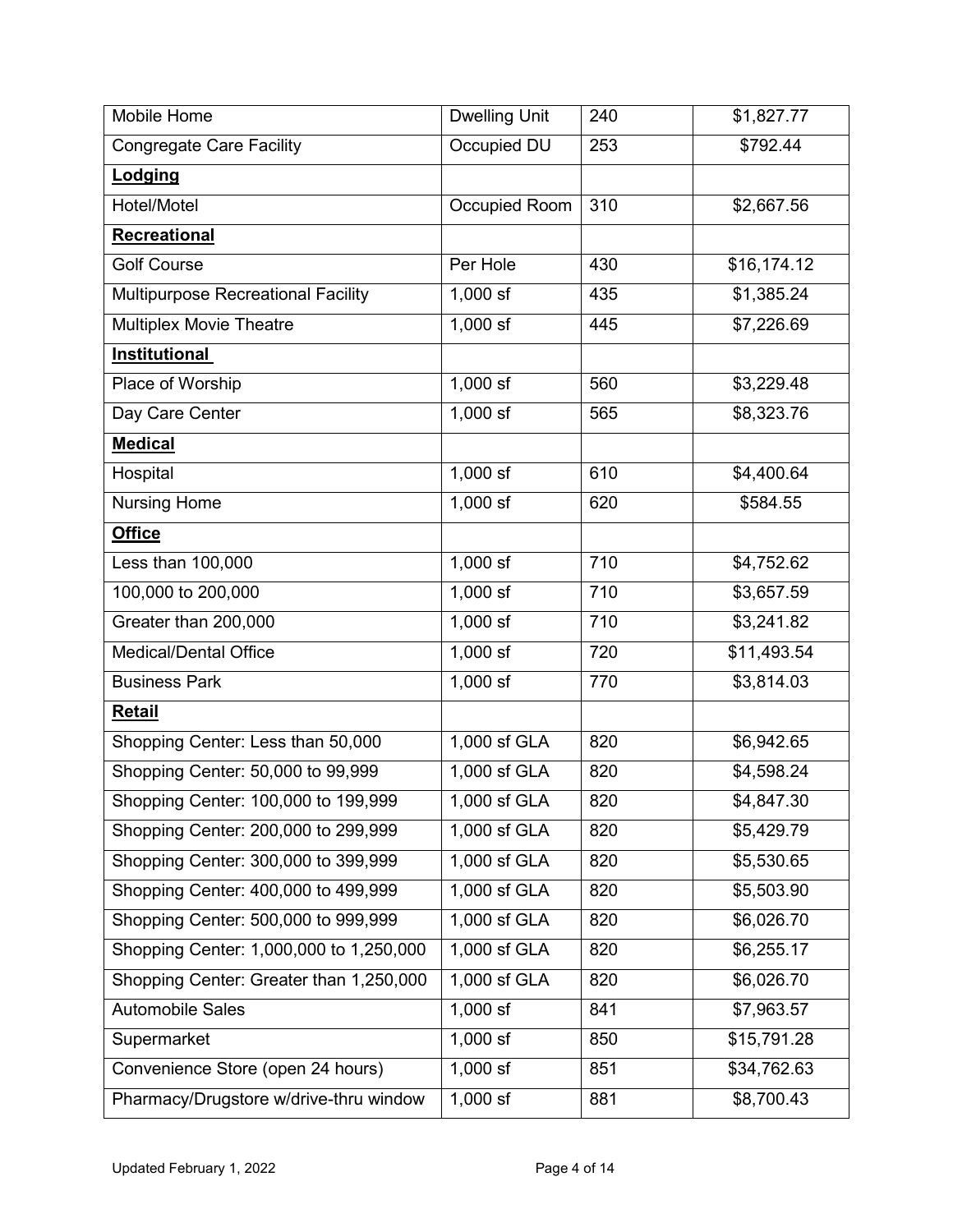| Mobile Home | Dwelling Unit | 240 | $1,827.77 |
|---|---|---|---|
| Congregate Care Facility | Occupied DU | 253 | $792.44 |
| **Lodging** | | | |
| Hotel/Motel | Occupied Room | 310 | $2,667.56 |
| **Recreational** | | | |
| Golf Course | Per Hole | 430 | $16,174.12 |
| Multipurpose Recreational Facility | 1,000 sf | 435 | $1,385.24 |
| Multiplex Movie Theatre | 1,000 sf | 445 | $7,226.69 |
| **Institutional** | | | |
| Place of Worship | 1,000 sf | 560 | $3,229.48 |
| Day Care Center | 1,000 sf | 565 | $8,323.76 |
| **Medical** | | | |
| Hospital | 1,000 sf | 610 | $4,400.64 |
| Nursing Home | 1,000 sf | 620 | $584.55 |
| **Office** | | | |
| Less than 100,000 | 1,000 sf | 710 | $4,752.62 |
| 100,000 to 200,000 | 1,000 sf | 710 | $3,657.59 |
| Greater than 200,000 | 1,000 sf | 710 | $3,241.82 |
| Medical/Dental Office | 1,000 sf | 720 | $11,493.54 |
| Business Park | 1,000 sf | 770 | $3,814.03 |
| **Retail** | | | |
| Shopping Center: Less than 50,000 | 1,000 sf GLA | 820 | $6,942.65 |
| Shopping Center: 50,000 to 99,999 | 1,000 sf GLA | 820 | $4,598.24 |
| Shopping Center: 100,000 to 199,999 | 1,000 sf GLA | 820 | $4,847.30 |
| Shopping Center: 200,000 to 299,999 | 1,000 sf GLA | 820 | $5,429.79 |
| Shopping Center: 300,000 to 399,999 | 1,000 sf GLA | 820 | $5,530.65 |
| Shopping Center: 400,000 to 499,999 | 1,000 sf GLA | 820 | $5,503.90 |
| Shopping Center: 500,000 to 999,999 | 1,000 sf GLA | 820 | $6,026.70 |
| Shopping Center: 1,000,000 to 1,250,000 | 1,000 sf GLA | 820 | $6,255.17 |
| Shopping Center: Greater than 1,250,000 | 1,000 sf GLA | 820 | $6,026.70 |
| Automobile Sales | 1,000 sf | 841 | $7,963.57 |
| Supermarket | 1,000 sf | 850 | $15,791.28 |
| Convenience Store (open 24 hours) | 1,000 sf | 851 | $34,762.63 |
| Pharmacy/Drugstore w/drive-thru window | 1,000 sf | 881 | $8,700.43 |

Updated February 1, 2022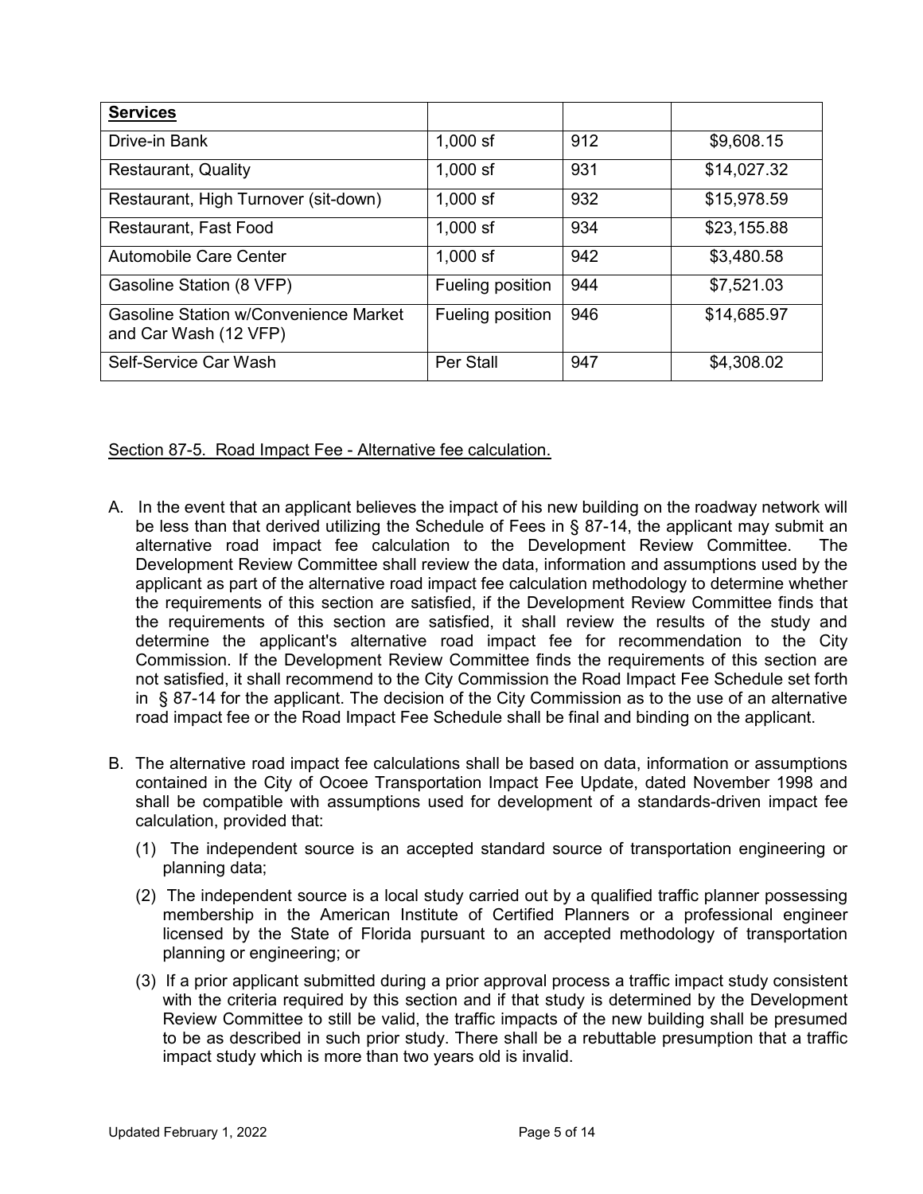| **Services** | | | |
|---|---|---|---|
| Drive-in Bank | 1,000 sf | 912 | $9,608.15 |
| Restaurant, Quality | 1,000 sf | 931 | $14,027.32 |
| Restaurant, High Turnover (sit-down) | 1,000 sf | 932 | $15,978.59 |
| Restaurant, Fast Food | 1,000 sf | 934 | $23,155.88 |
| Automobile Care Center | 1,000 sf | 942 | $3,480.58 |
| Gasoline Station (8 VFP) | Fueling position | 944 | $7,521.03 |
| Gasoline Station w/Convenience Market and Car Wash (12 VFP) | Fueling position | 946 | $14,685.97 |
| Self-Service Car Wash | Per Stall | 947 | $4,308.02 |

Section 87-5. Road Impact Fee - Alternative fee calculation.

A. In the event that an applicant believes the impact of his new building on the roadway network will be less than that derived utilizing the Schedule of Fees in § 87-14, the applicant may submit an alternative road impact fee calculation to the Development Review Committee. The Development Review Committee shall review the data, information and assumptions used by the applicant as part of the alternative road impact fee calculation methodology to determine whether the requirements of this section are satisfied, if the Development Review Committee finds that the requirements of this section are satisfied, it shall review the results of the study and determine the applicant's alternative road impact fee for recommendation to the City Commission. If the Development Review Committee finds the requirements of this section are not satisfied, it shall recommend to the City Commission the Road Impact Fee Schedule set forth in § 87-14 for the applicant. The decision of the City Commission as to the use of an alternative road impact fee or the Road Impact Fee Schedule shall be final and binding on the applicant.

B. The alternative road impact fee calculations shall be based on data, information or assumptions contained in the City of Ocoee Transportation Impact Fee Update, dated November 1998 and shall be compatible with assumptions used for development of a standards-driven impact fee calculation, provided that:

   (1) The independent source is an accepted standard source of transportation engineering or planning data;

   (2) The independent source is a local study carried out by a qualified traffic planner possessing membership in the American Institute of Certified Planners or a professional engineer licensed by the State of Florida pursuant to an accepted methodology of transportation planning or engineering; or

   (3) If a prior applicant submitted during a prior approval process a traffic impact study consistent with the criteria required by this section and if that study is determined by the Development Review Committee to still be valid, the traffic impacts of the new building shall be presumed to be as described in such prior study. There shall be a rebuttable presumption that a traffic impact study which is more than two years old is invalid.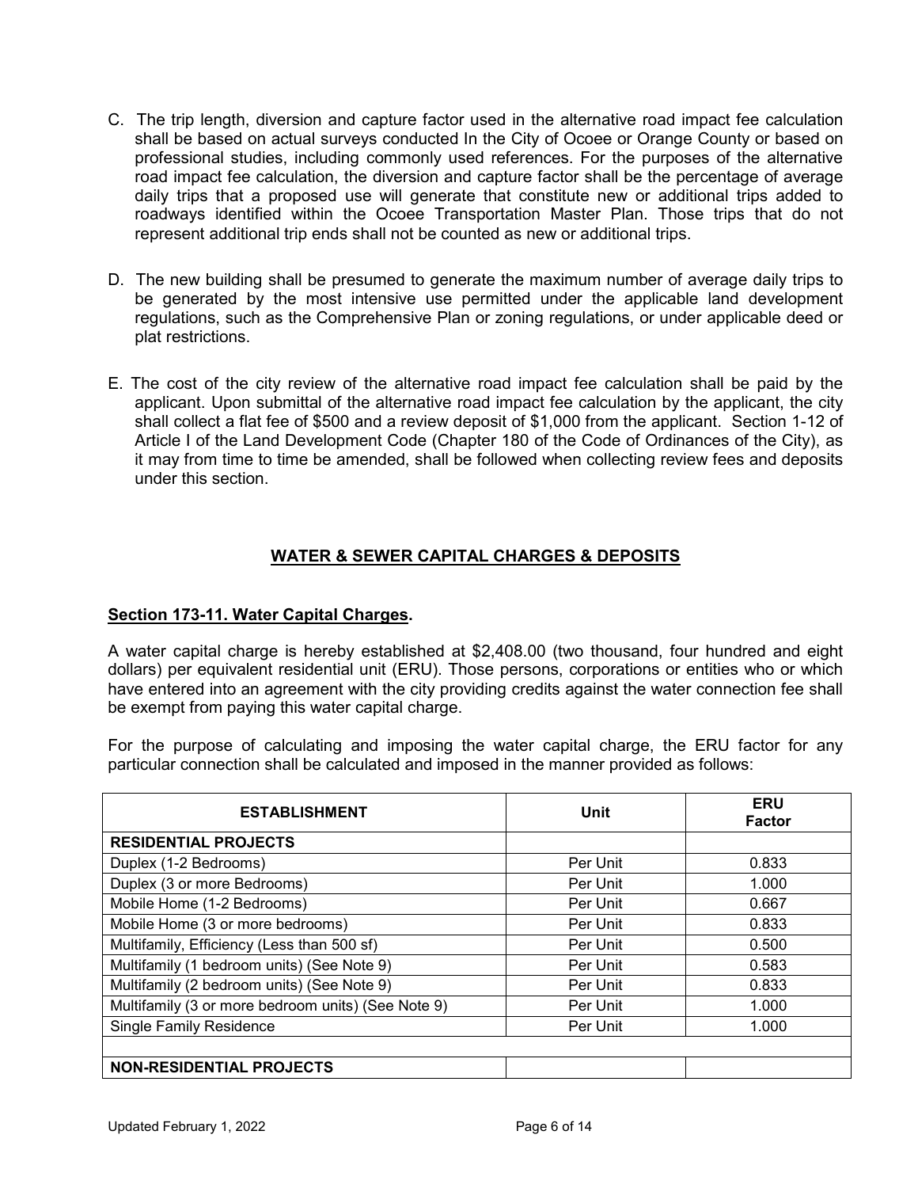C. The trip length, diversion and capture factor used in the alternative road impact fee calculation shall be based on actual surveys conducted In the City of Ocoee or Orange County or based on professional studies, including commonly used references. For the purposes of the alternative road impact fee calculation, the diversion and capture factor shall be the percentage of average daily trips that a proposed use will generate that constitute new or additional trips added to roadways identified within the Ocoee Transportation Master Plan. Those trips that do not represent additional trip ends shall not be counted as new or additional trips.

D. The new building shall be presumed to generate the maximum number of average daily trips to be generated by the most intensive use permitted under the applicable land development regulations, such as the Comprehensive Plan or zoning regulations, or under applicable deed or plat restrictions.

E. The cost of the city review of the alternative road impact fee calculation shall be paid by the applicant. Upon submittal of the alternative road impact fee calculation by the applicant, the city shall collect a flat fee of $500 and a review deposit of $1,000 from the applicant. Section 1-12 of Article I of the Land Development Code (Chapter 180 of the Code of Ordinances of the City), as it may from time to time be amended, shall be followed when collecting review fees and deposits under this section.

## WATER & SEWER CAPITAL CHARGES & DEPOSITS

### Section 173-11. Water Capital Charges.

A water capital charge is hereby established at $2,408.00 (two thousand, four hundred and eight dollars) per equivalent residential unit (ERU). Those persons, corporations or entities who or which have entered into an agreement with the city providing credits against the water connection fee shall be exempt from paying this water capital charge.

For the purpose of calculating and imposing the water capital charge, the ERU factor for any particular connection shall be calculated and imposed in the manner provided as follows:

| ESTABLISHMENT | Unit | ERU Factor |
|---|---|---|
| **RESIDENTIAL PROJECTS** | | |
| Duplex (1-2 Bedrooms) | Per Unit | 0.833 |
| Duplex (3 or more Bedrooms) | Per Unit | 1.000 |
| Mobile Home (1-2 Bedrooms) | Per Unit | 0.667 |
| Mobile Home (3 or more bedrooms) | Per Unit | 0.833 |
| Multifamily, Efficiency (Less than 500 sf) | Per Unit | 0.500 |
| Multifamily (1 bedroom units) (See Note 9) | Per Unit | 0.583 |
| Multifamily (2 bedroom units) (See Note 9) | Per Unit | 0.833 |
| Multifamily (3 or more bedroom units) (See Note 9) | Per Unit | 1.000 |
| Single Family Residence | Per Unit | 1.000 |
| | | |
| **NON-RESIDENTIAL PROJECTS** | | |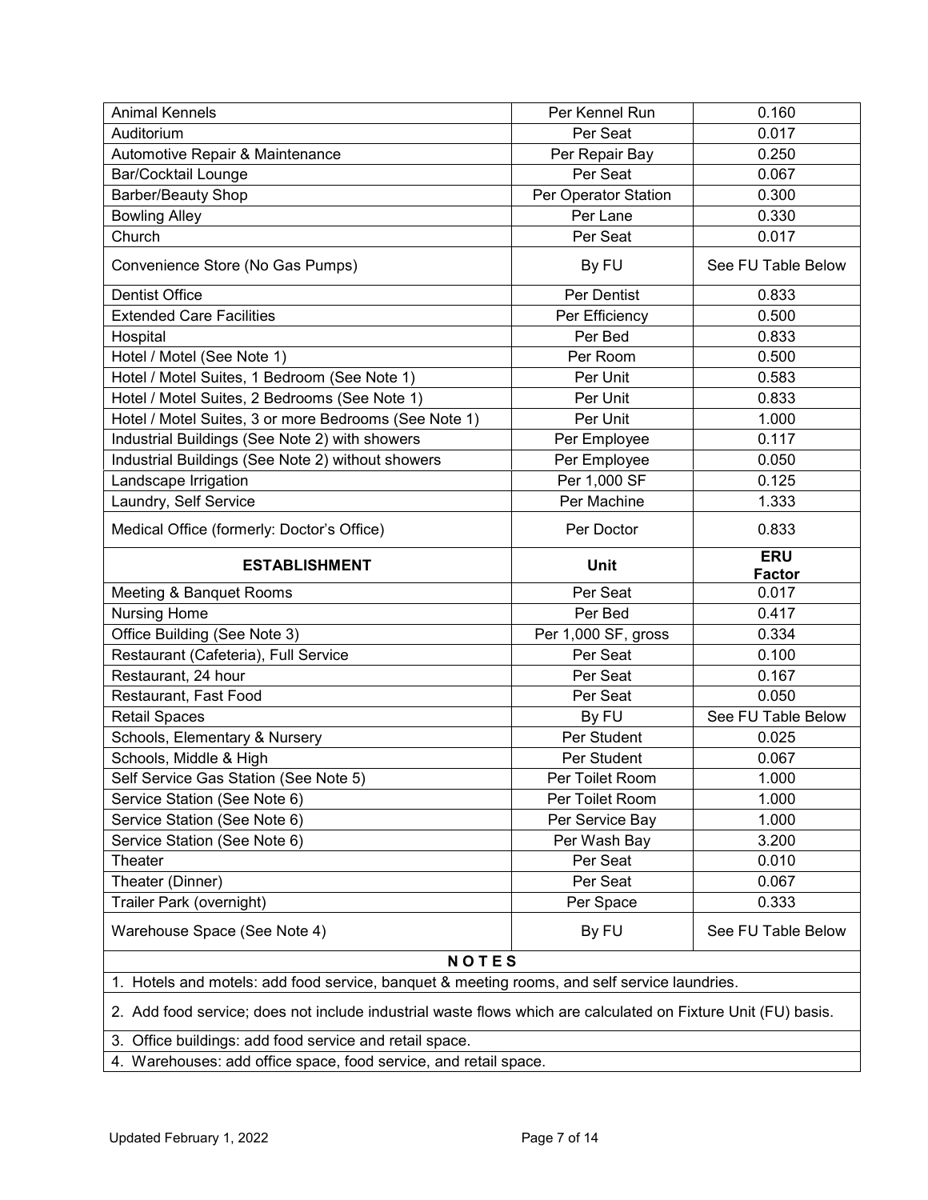| Animal Kennels | Per Kennel Run | 0.160 |
|---|---|---|
| Auditorium | Per Seat | 0.017 |
| Automotive Repair & Maintenance | Per Repair Bay | 0.250 |
| Bar/Cocktail Lounge | Per Seat | 0.067 |
| Barber/Beauty Shop | Per Operator Station | 0.300 |
| Bowling Alley | Per Lane | 0.330 |
| Church | Per Seat | 0.017 |
| Convenience Store (No Gas Pumps) | By FU | See FU Table Below |
| Dentist Office | Per Dentist | 0.833 |
| Extended Care Facilities | Per Efficiency | 0.500 |
| Hospital | Per Bed | 0.833 |
| Hotel / Motel (See Note 1) | Per Room | 0.500 |
| Hotel / Motel Suites, 1 Bedroom (See Note 1) | Per Unit | 0.583 |
| Hotel / Motel Suites, 2 Bedrooms (See Note 1) | Per Unit | 0.833 |
| Hotel / Motel Suites, 3 or more Bedrooms (See Note 1) | Per Unit | 1.000 |
| Industrial Buildings (See Note 2) with showers | Per Employee | 0.117 |
| Industrial Buildings (See Note 2) without showers | Per Employee | 0.050 |
| Landscape Irrigation | Per 1,000 SF | 0.125 |
| Laundry, Self Service | Per Machine | 1.333 |
| Medical Office (formerly: Doctor's Office) | Per Doctor | 0.833 |
| **ESTABLISHMENT** | **Unit** | **ERU Factor** |
| Meeting & Banquet Rooms | Per Seat | 0.017 |
| Nursing Home | Per Bed | 0.417 |
| Office Building (See Note 3) | Per 1,000 SF, gross | 0.334 |
| Restaurant (Cafeteria), Full Service | Per Seat | 0.100 |
| Restaurant, 24 hour | Per Seat | 0.167 |
| Restaurant, Fast Food | Per Seat | 0.050 |
| Retail Spaces | By FU | See FU Table Below |
| Schools, Elementary & Nursery | Per Student | 0.025 |
| Schools, Middle & High | Per Student | 0.067 |
| Self Service Gas Station (See Note 5) | Per Toilet Room | 1.000 |
| Service Station (See Note 6) | Per Toilet Room | 1.000 |
| Service Station (See Note 6) | Per Service Bay | 1.000 |
| Service Station (See Note 6) | Per Wash Bay | 3.200 |
| Theater | Per Seat | 0.010 |
| Theater (Dinner) | Per Seat | 0.067 |
| Trailer Park (overnight) | Per Space | 0.333 |
| Warehouse Space (See Note 4) | By FU | See FU Table Below |

**NOTES**

1. Hotels and motels: add food service, banquet & meeting rooms, and self service laundries.
2. Add food service; does not include industrial waste flows which are calculated on Fixture Unit (FU) basis.
3. Office buildings: add food service and retail space.
4. Warehouses: add office space, food service, and retail space.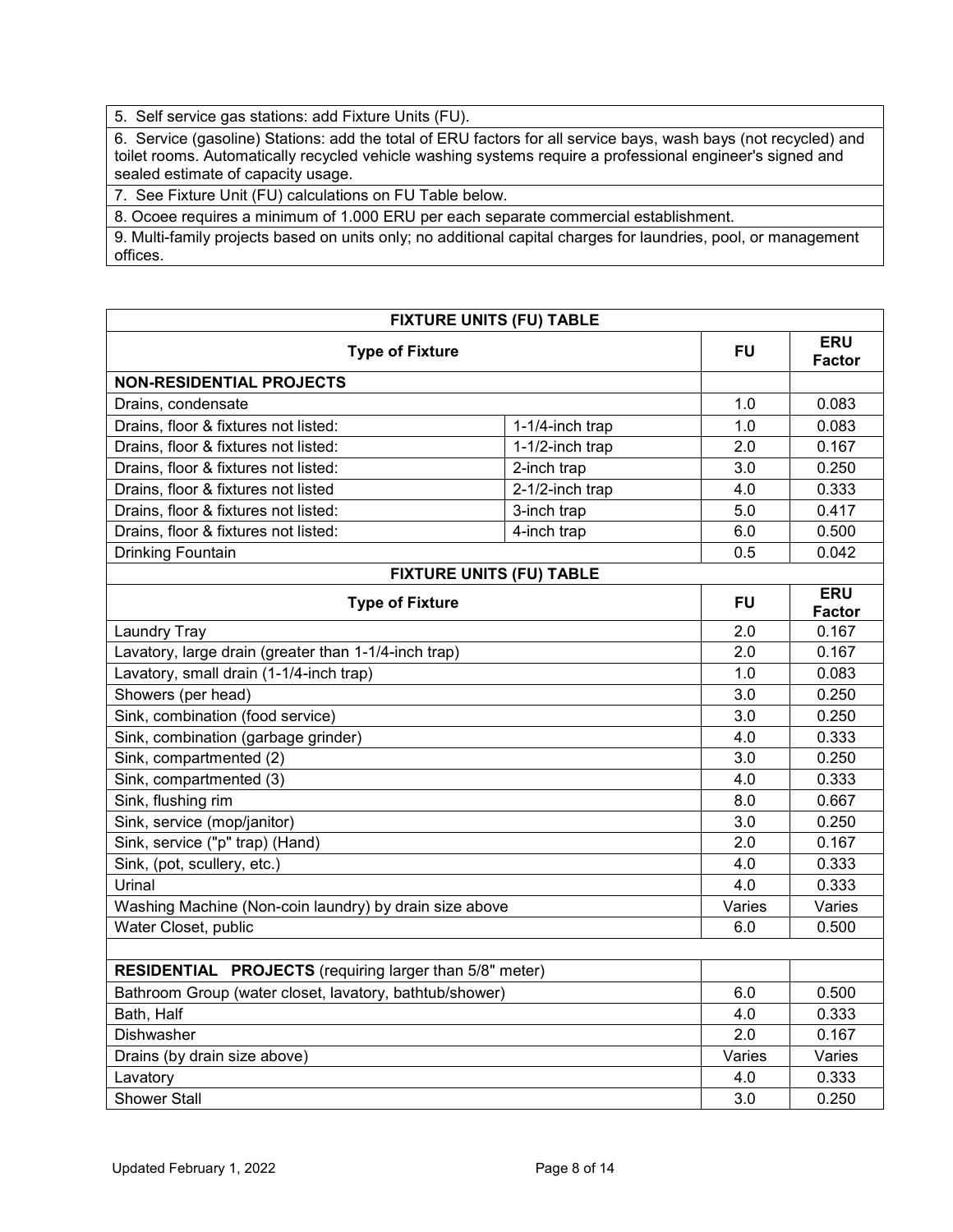5. Self service gas stations: add Fixture Units (FU).

6. Service (gasoline) Stations: add the total of ERU factors for all service bays, wash bays (not recycled) and toilet rooms. Automatically recycled vehicle washing systems require a professional engineer's signed and sealed estimate of capacity usage.

7. See Fixture Unit (FU) calculations on FU Table below.

8. Ocoee requires a minimum of 1.000 ERU per each separate commercial establishment.

9. Multi-family projects based on units only; no additional capital charges for laundries, pool, or management offices.

**FIXTURE UNITS (FU) TABLE**

| Type of Fixture | | FU | ERU Factor |
|---|---|---|---|
| **NON-RESIDENTIAL PROJECTS** | | | |
| Drains, condensate | | 1.0 | 0.083 |
| Drains, floor & fixtures not listed: | 1-1/4-inch trap | 1.0 | 0.083 |
| Drains, floor & fixtures not listed: | 1-1/2-inch trap | 2.0 | 0.167 |
| Drains, floor & fixtures not listed: | 2-inch trap | 3.0 | 0.250 |
| Drains, floor & fixtures not listed | 2-1/2-inch trap | 4.0 | 0.333 |
| Drains, floor & fixtures not listed: | 3-inch trap | 5.0 | 0.417 |
| Drains, floor & fixtures not listed: | 4-inch trap | 6.0 | 0.500 |
| Drinking Fountain | | 0.5 | 0.042 |
| Laundry Tray | | 2.0 | 0.167 |
| Lavatory, large drain (greater than 1-1/4-inch trap) | | 2.0 | 0.167 |
| Lavatory, small drain (1-1/4-inch trap) | | 1.0 | 0.083 |
| Showers (per head) | | 3.0 | 0.250 |
| Sink, combination (food service) | | 3.0 | 0.250 |
| Sink, combination (garbage grinder) | | 4.0 | 0.333 |
| Sink, compartmented (2) | | 3.0 | 0.250 |
| Sink, compartmented (3) | | 4.0 | 0.333 |
| Sink, flushing rim | | 8.0 | 0.667 |
| Sink, service (mop/janitor) | | 3.0 | 0.250 |
| Sink, service ("p" trap) (Hand) | | 2.0 | 0.167 |
| Sink, (pot, scullery, etc.) | | 4.0 | 0.333 |
| Urinal | | 4.0 | 0.333 |
| Washing Machine (Non-coin laundry) by drain size above | | Varies | Varies |
| Water Closet, public | | 6.0 | 0.500 |
| | | | |
| **RESIDENTIAL PROJECTS** (requiring larger than 5/8" meter) | | | |
| Bathroom Group (water closet, lavatory, bathtub/shower) | | 6.0 | 0.500 |
| Bath, Half | | 4.0 | 0.333 |
| Dishwasher | | 2.0 | 0.167 |
| Drains (by drain size above) | | Varies | Varies |
| Lavatory | | 4.0 | 0.333 |
| Shower Stall | | 3.0 | 0.250 |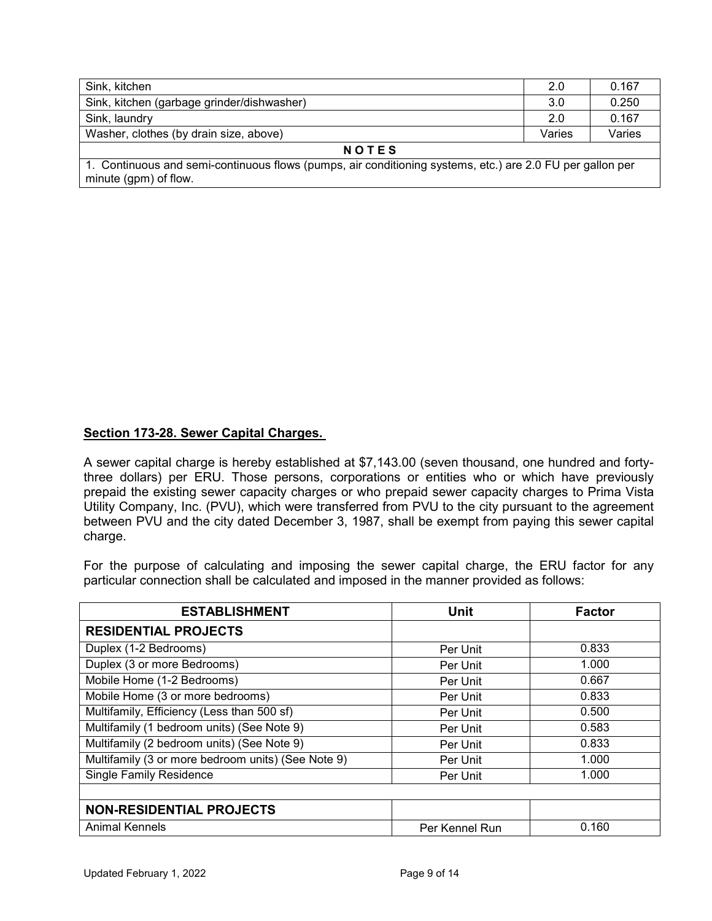| | | |
|---|---|---|
| Sink, kitchen | 2.0 | 0.167 |
| Sink, kitchen (garbage grinder/dishwasher) | 3.0 | 0.250 |
| Sink, laundry | 2.0 | 0.167 |
| Washer, clothes (by drain size, above) | Varies | Varies |
| **N O T E S** | | |
| 1. Continuous and semi-continuous flows (pumps, air conditioning systems, etc.) are 2.0 FU per gallon per minute (gpm) of flow. | | |

**Section 173-28. Sewer Capital Charges.**

A sewer capital charge is hereby established at $7,143.00 (seven thousand, one hundred and forty-three dollars) per ERU. Those persons, corporations or entities who or which have previously prepaid the existing sewer capacity charges or who prepaid sewer capacity charges to Prima Vista Utility Company, Inc. (PVU), which were transferred from PVU to the city pursuant to the agreement between PVU and the city dated December 3, 1987, shall be exempt from paying this sewer capital charge.

For the purpose of calculating and imposing the sewer capital charge, the ERU factor for any particular connection shall be calculated and imposed in the manner provided as follows:

| ESTABLISHMENT | Unit | Factor |
|---|---|---|
| **RESIDENTIAL PROJECTS** | | |
| Duplex (1-2 Bedrooms) | Per Unit | 0.833 |
| Duplex (3 or more Bedrooms) | Per Unit | 1.000 |
| Mobile Home (1-2 Bedrooms) | Per Unit | 0.667 |
| Mobile Home (3 or more bedrooms) | Per Unit | 0.833 |
| Multifamily, Efficiency (Less than 500 sf) | Per Unit | 0.500 |
| Multifamily (1 bedroom units) (See Note 9) | Per Unit | 0.583 |
| Multifamily (2 bedroom units) (See Note 9) | Per Unit | 0.833 |
| Multifamily (3 or more bedroom units) (See Note 9) | Per Unit | 1.000 |
| Single Family Residence | Per Unit | 1.000 |
| | | |
| **NON-RESIDENTIAL PROJECTS** | | |
| Animal Kennels | Per Kennel Run | 0.160 |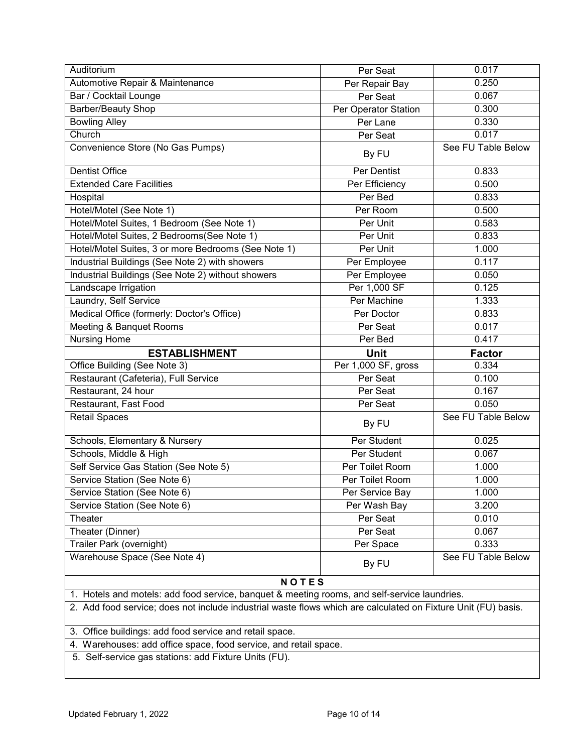| Auditorium | Per Seat | 0.017 |
|---|---|---|
| Automotive Repair & Maintenance | Per Repair Bay | 0.250 |
| Bar / Cocktail Lounge | Per Seat | 0.067 |
| Barber/Beauty Shop | Per Operator Station | 0.300 |
| Bowling Alley | Per Lane | 0.330 |
| Church | Per Seat | 0.017 |
| Convenience Store (No Gas Pumps) | By FU | See FU Table Below |
| Dentist Office | Per Dentist | 0.833 |
| Extended Care Facilities | Per Efficiency | 0.500 |
| Hospital | Per Bed | 0.833 |
| Hotel/Motel (See Note 1) | Per Room | 0.500 |
| Hotel/Motel Suites, 1 Bedroom (See Note 1) | Per Unit | 0.583 |
| Hotel/Motel Suites, 2 Bedrooms(See Note 1) | Per Unit | 0.833 |
| Hotel/Motel Suites, 3 or more Bedrooms (See Note 1) | Per Unit | 1.000 |
| Industrial Buildings (See Note 2) with showers | Per Employee | 0.117 |
| Industrial Buildings (See Note 2) without showers | Per Employee | 0.050 |
| Landscape Irrigation | Per 1,000 SF | 0.125 |
| Laundry, Self Service | Per Machine | 1.333 |
| Medical Office (formerly: Doctor's Office) | Per Doctor | 0.833 |
| Meeting & Banquet Rooms | Per Seat | 0.017 |
| Nursing Home | Per Bed | 0.417 |
| **ESTABLISHMENT** | **Unit** | **Factor** |
| Office Building (See Note 3) | Per 1,000 SF, gross | 0.334 |
| Restaurant (Cafeteria), Full Service | Per Seat | 0.100 |
| Restaurant, 24 hour | Per Seat | 0.167 |
| Restaurant, Fast Food | Per Seat | 0.050 |
| Retail Spaces | By FU | See FU Table Below |
| Schools, Elementary & Nursery | Per Student | 0.025 |
| Schools, Middle & High | Per Student | 0.067 |
| Self Service Gas Station (See Note 5) | Per Toilet Room | 1.000 |
| Service Station (See Note 6) | Per Toilet Room | 1.000 |
| Service Station (See Note 6) | Per Service Bay | 1.000 |
| Service Station (See Note 6) | Per Wash Bay | 3.200 |
| Theater | Per Seat | 0.010 |
| Theater (Dinner) | Per Seat | 0.067 |
| Trailer Park (overnight) | Per Space | 0.333 |
| Warehouse Space (See Note 4) | By FU | See FU Table Below |

**NOTES**

1. Hotels and motels: add food service, banquet & meeting rooms, and self-service laundries.
2. Add food service; does not include industrial waste flows which are calculated on Fixture Unit (FU) basis.
3. Office buildings: add food service and retail space.
4. Warehouses: add office space, food service, and retail space.
5. Self-service gas stations: add Fixture Units (FU).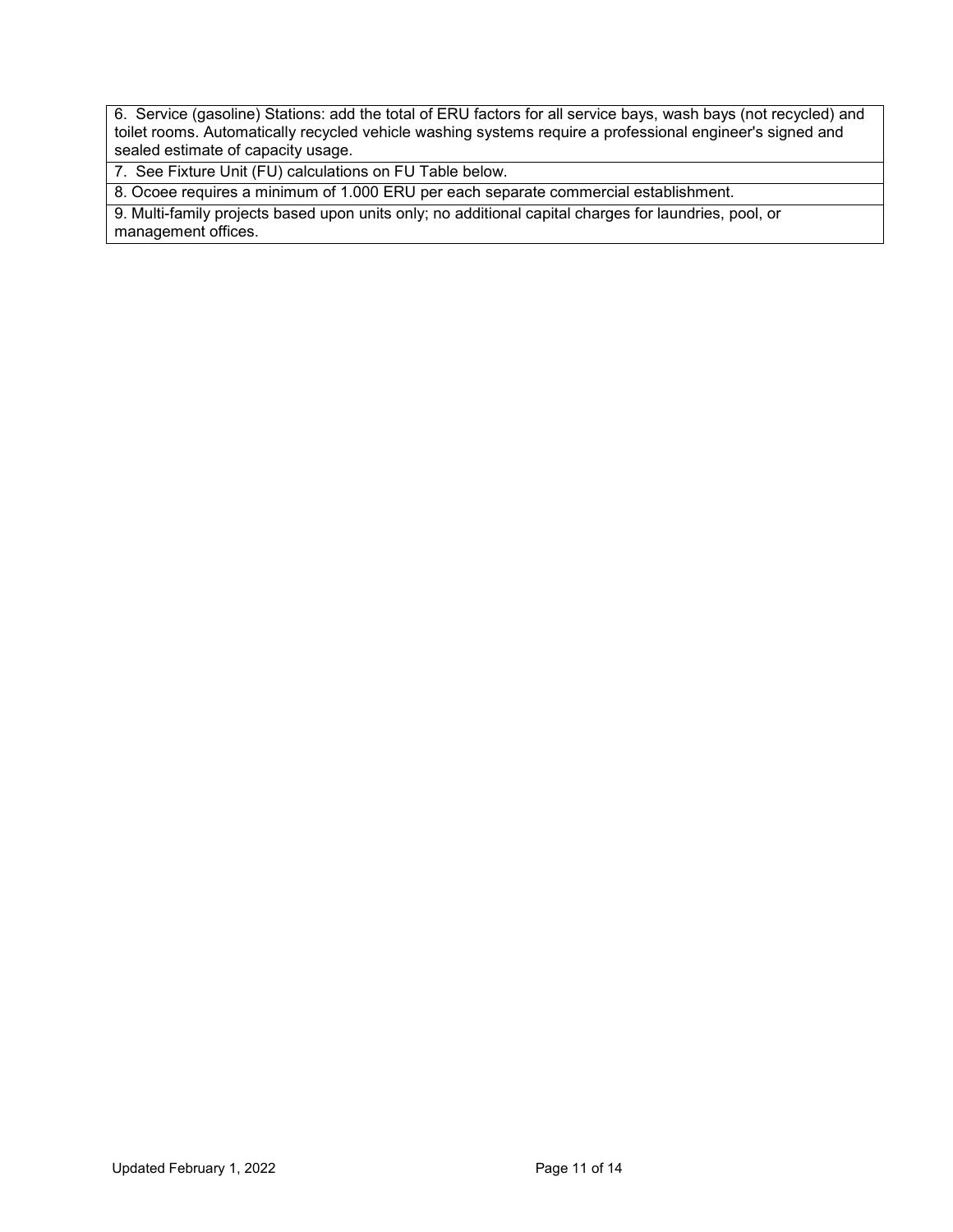| |
|---|
| 6. Service (gasoline) Stations: add the total of ERU factors for all service bays, wash bays (not recycled) and toilet rooms. Automatically recycled vehicle washing systems require a professional engineer's signed and sealed estimate of capacity usage. |
| 7. See Fixture Unit (FU) calculations on FU Table below. |
| 8. Ocoee requires a minimum of 1.000 ERU per each separate commercial establishment. |
| 9. Multi-family projects based upon units only; no additional capital charges for laundries, pool, or management offices. |

Updated February 1, 2022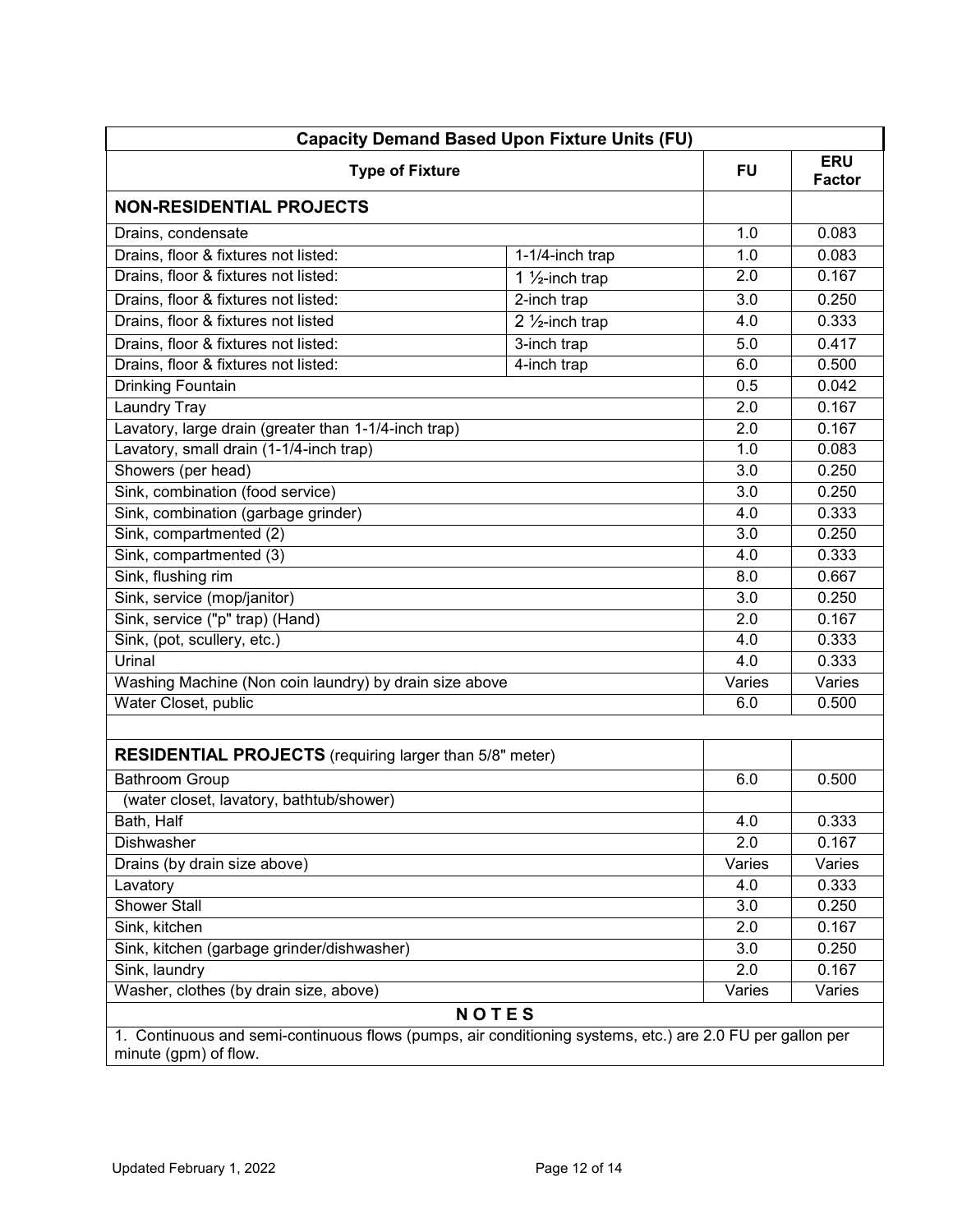| Capacity Demand Based Upon Fixture Units (FU) | | | |
|---|---|---|---|
| **Type of Fixture** | | **FU** | **ERU Factor** |
| **NON-RESIDENTIAL PROJECTS** | | | |
| Drains, condensate | | 1.0 | 0.083 |
| Drains, floor & fixtures not listed: | 1-1/4-inch trap | 1.0 | 0.083 |
| Drains, floor & fixtures not listed: | 1 ½-inch trap | 2.0 | 0.167 |
| Drains, floor & fixtures not listed: | 2-inch trap | 3.0 | 0.250 |
| Drains, floor & fixtures not listed | 2 ½-inch trap | 4.0 | 0.333 |
| Drains, floor & fixtures not listed: | 3-inch trap | 5.0 | 0.417 |
| Drains, floor & fixtures not listed: | 4-inch trap | 6.0 | 0.500 |
| Drinking Fountain | | 0.5 | 0.042 |
| Laundry Tray | | 2.0 | 0.167 |
| Lavatory, large drain (greater than 1-1/4-inch trap) | | 2.0 | 0.167 |
| Lavatory, small drain (1-1/4-inch trap) | | 1.0 | 0.083 |
| Showers (per head) | | 3.0 | 0.250 |
| Sink, combination (food service) | | 3.0 | 0.250 |
| Sink, combination (garbage grinder) | | 4.0 | 0.333 |
| Sink, compartmented (2) | | 3.0 | 0.250 |
| Sink, compartmented (3) | | 4.0 | 0.333 |
| Sink, flushing rim | | 8.0 | 0.667 |
| Sink, service (mop/janitor) | | 3.0 | 0.250 |
| Sink, service ("p" trap) (Hand) | | 2.0 | 0.167 |
| Sink, (pot, scullery, etc.) | | 4.0 | 0.333 |
| Urinal | | 4.0 | 0.333 |
| Washing Machine (Non coin laundry) by drain size above | | Varies | Varies |
| Water Closet, public | | 6.0 | 0.500 |
| | | | |
| **RESIDENTIAL PROJECTS** (requiring larger than 5/8" meter) | | | |
| Bathroom Group | | 6.0 | 0.500 |
| (water closet, lavatory, bathtub/shower) | | | |
| Bath, Half | | 4.0 | 0.333 |
| Dishwasher | | 2.0 | 0.167 |
| Drains (by drain size above) | | Varies | Varies |
| Lavatory | | 4.0 | 0.333 |
| Shower Stall | | 3.0 | 0.250 |
| Sink, kitchen | | 2.0 | 0.167 |
| Sink, kitchen (garbage grinder/dishwasher) | | 3.0 | 0.250 |
| Sink, laundry | | 2.0 | 0.167 |
| Washer, clothes (by drain size, above) | | Varies | Varies |
| **NOTES** | | | |
| 1. Continuous and semi-continuous flows (pumps, air conditioning systems, etc.) are 2.0 FU per gallon per minute (gpm) of flow. | | | |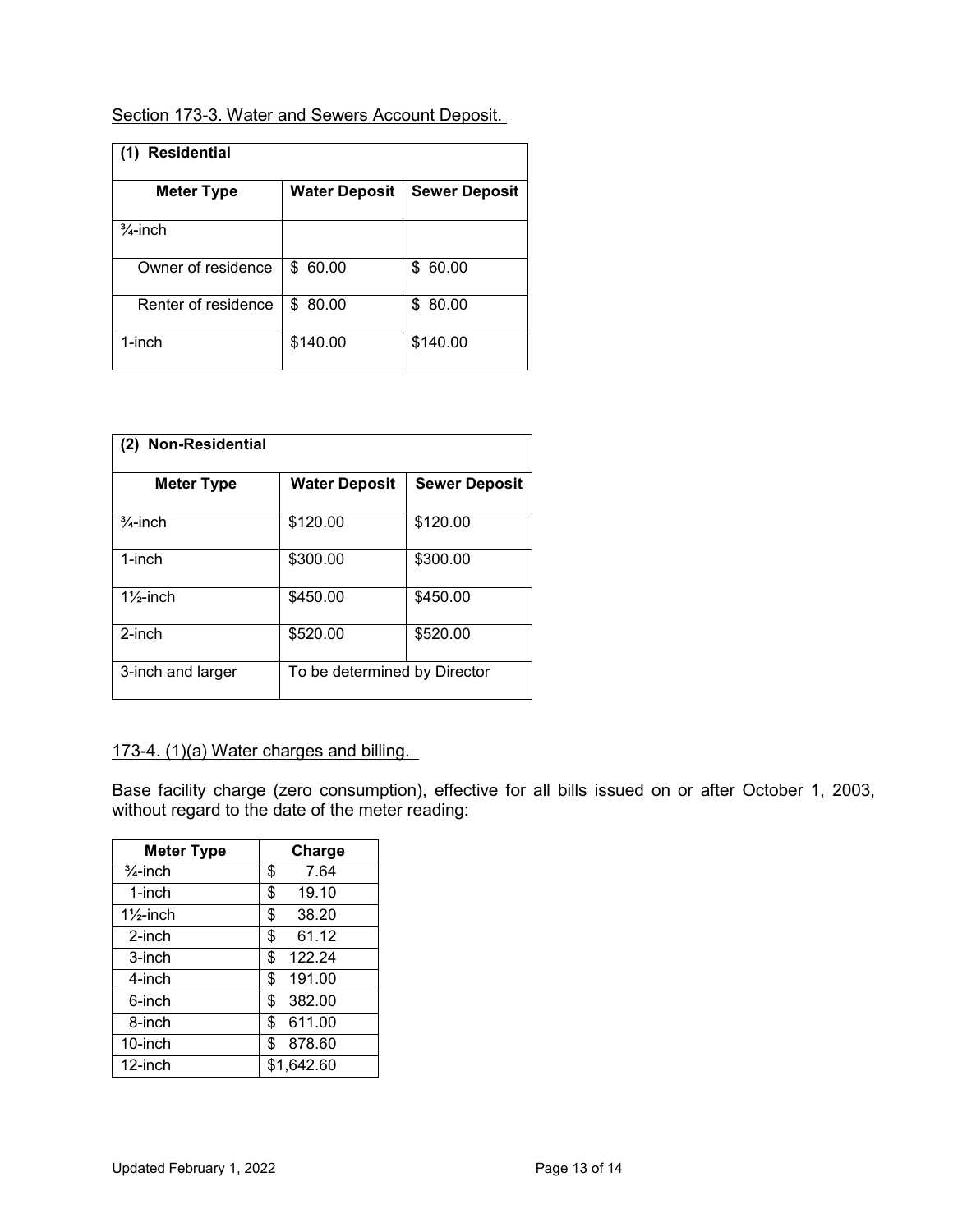Section 173-3. Water and Sewers Account Deposit.

| (1) Residential | | |
|---|---|---|
| **Meter Type** | **Water Deposit** | **Sewer Deposit** |
| ¾-inch | | |
| Owner of residence | $ 60.00 | $ 60.00 |
| Renter of residence | $ 80.00 | $ 80.00 |
| 1-inch | $140.00 | $140.00 |

| (2) Non-Residential | | |
|---|---|---|
| **Meter Type** | **Water Deposit** | **Sewer Deposit** |
| ¾-inch | $120.00 | $120.00 |
| 1-inch | $300.00 | $300.00 |
| 1½-inch | $450.00 | $450.00 |
| 2-inch | $520.00 | $520.00 |
| 3-inch and larger | To be determined by Director | |

173-4. (1)(a) Water charges and billing.

Base facility charge (zero consumption), effective for all bills issued on or after October 1, 2003, without regard to the date of the meter reading:

| Meter Type | Charge |
|---|---|
| ¾-inch | $ 7.64 |
| 1-inch | $ 19.10 |
| 1½-inch | $ 38.20 |
| 2-inch | $ 61.12 |
| 3-inch | $ 122.24 |
| 4-inch | $ 191.00 |
| 6-inch | $ 382.00 |
| 8-inch | $ 611.00 |
| 10-inch | $ 878.60 |
| 12-inch | $1,642.60 |

Updated February 1, 2022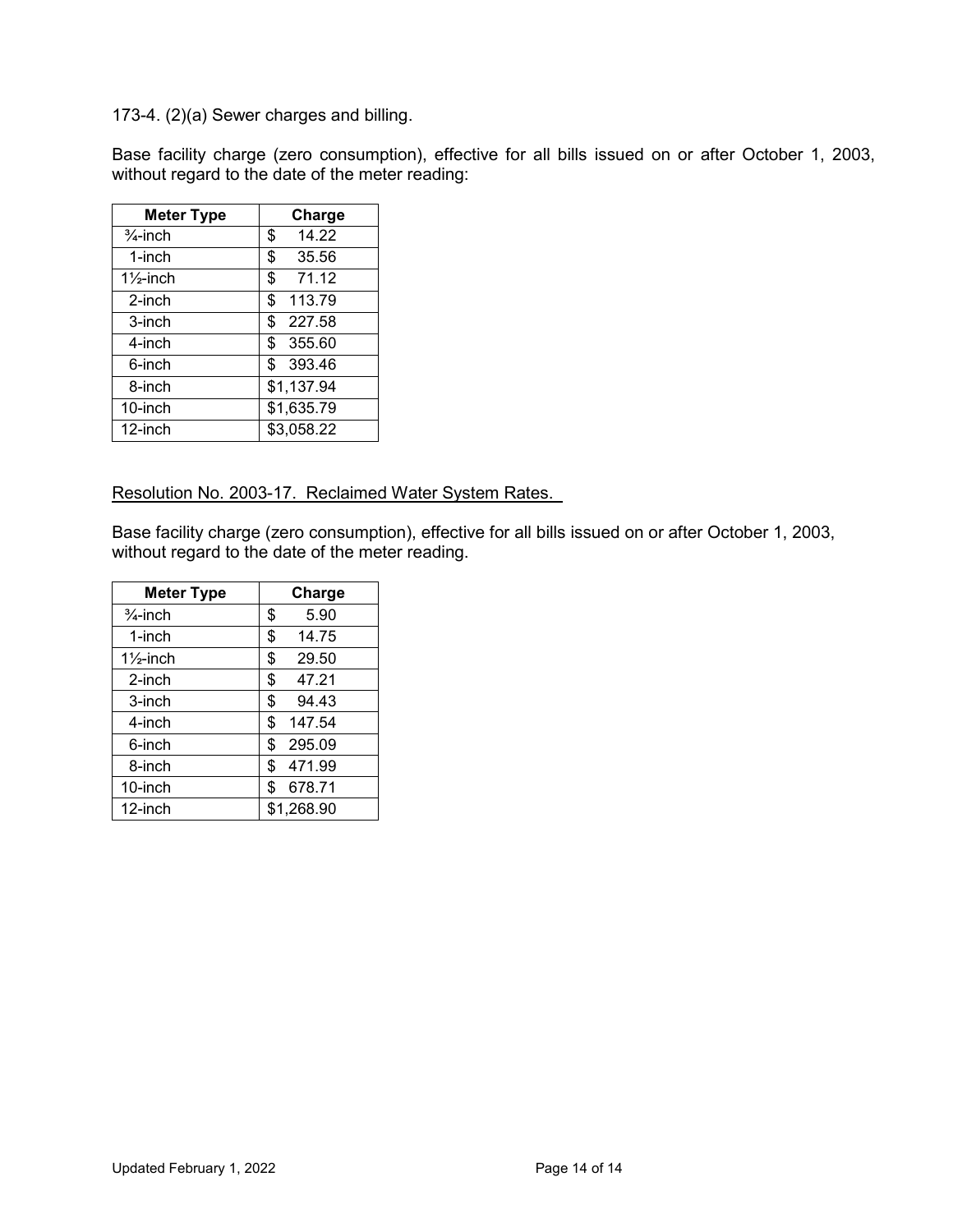173-4. (2)(a) Sewer charges and billing.

Base facility charge (zero consumption), effective for all bills issued on or after October 1, 2003, without regard to the date of the meter reading:

| Meter Type | Charge |
|---|---|
| ¾-inch | $ 14.22 |
| 1-inch | $ 35.56 |
| 1½-inch | $ 71.12 |
| 2-inch | $ 113.79 |
| 3-inch | $ 227.58 |
| 4-inch | $ 355.60 |
| 6-inch | $ 393.46 |
| 8-inch | $1,137.94 |
| 10-inch | $1,635.79 |
| 12-inch | $3,058.22 |

Resolution No. 2003-17. Reclaimed Water System Rates.

Base facility charge (zero consumption), effective for all bills issued on or after October 1, 2003, without regard to the date of the meter reading.

| Meter Type | Charge |
|---|---|
| ¾-inch | $ 5.90 |
| 1-inch | $ 14.75 |
| 1½-inch | $ 29.50 |
| 2-inch | $ 47.21 |
| 3-inch | $ 94.43 |
| 4-inch | $ 147.54 |
| 6-inch | $ 295.09 |
| 8-inch | $ 471.99 |
| 10-inch | $ 678.71 |
| 12-inch | $1,268.90 |

Updated February 1, 2022